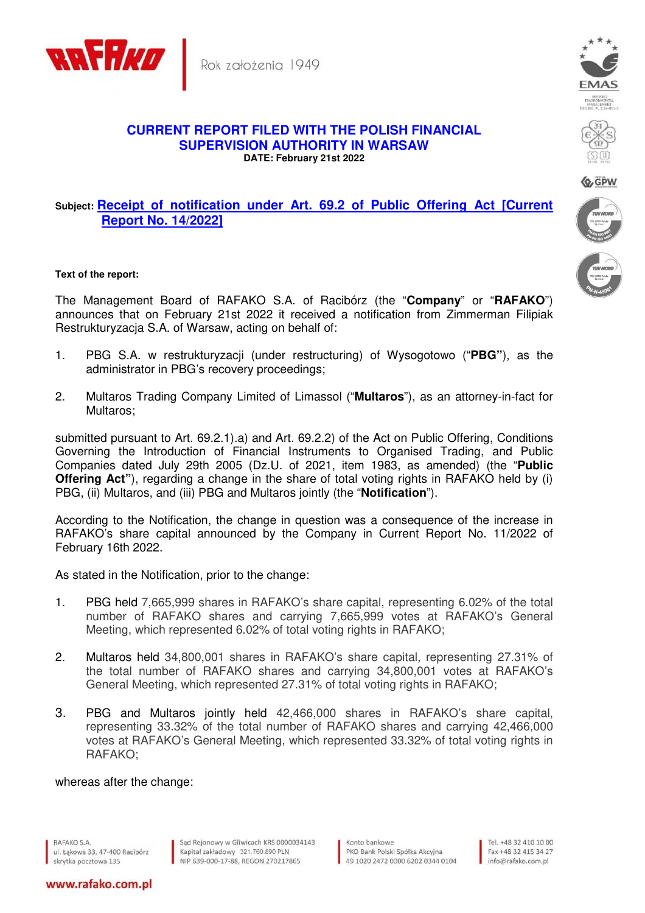**CURRENT REPORT FILED WITH THE POLISH FINANCIAL SUPERVISION AUTHORITY IN WARSAW**
**DATE: February 21st 2022**

**Subject: Receipt of notification under Art. 69.2 of Public Offering Act [Current Report No. 14/2022]**

**Text of the report:**

The Management Board of RAFAKO S.A. of Racibórz (the "**Company**" or "**RAFAKO**") announces that on February 21st 2022 it received a notification from Zimmerman Filipiak Restrukturyzacja S.A. of Warsaw, acting on behalf of:

1. PBG S.A. w restrukturyzacji (under restructuring) of Wysogotowo ("**PBG**"), as the administrator in PBG's recovery proceedings;

2. Multaros Trading Company Limited of Limassol ("**Multaros**"), as an attorney-in-fact for Multaros;

submitted pursuant to Art. 69.2.1).a) and Art. 69.2.2) of the Act on Public Offering, Conditions Governing the Introduction of Financial Instruments to Organised Trading, and Public Companies dated July 29th 2005 (Dz.U. of 2021, item 1983, as amended) (the "**Public Offering Act**"), regarding a change in the share of total voting rights in RAFAKO held by (i) PBG, (ii) Multaros, and (iii) PBG and Multaros jointly (the "**Notification**").

According to the Notification, the change in question was a consequence of the increase in RAFAKO's share capital announced by the Company in Current Report No. 11/2022 of February 16th 2022.

As stated in the Notification, prior to the change:

1. PBG held 7,665,999 shares in RAFAKO's share capital, representing 6.02% of the total number of RAFAKO shares and carrying 7,665,999 votes at RAFAKO's General Meeting, which represented 6.02% of total voting rights in RAFAKO;

2. Multaros held 34,800,001 shares in RAFAKO's share capital, representing 27.31% of the total number of RAFAKO shares and carrying 34,800,001 votes at RAFAKO's General Meeting, which represented 27.31% of total voting rights in RAFAKO;

3. PBG and Multaros jointly held 42,466,000 shares in RAFAKO's share capital, representing 33.32% of the total number of RAFAKO shares and carrying 42,466,000 votes at RAFAKO's General Meeting, which represented 33.32% of total voting rights in RAFAKO;

whereas after the change: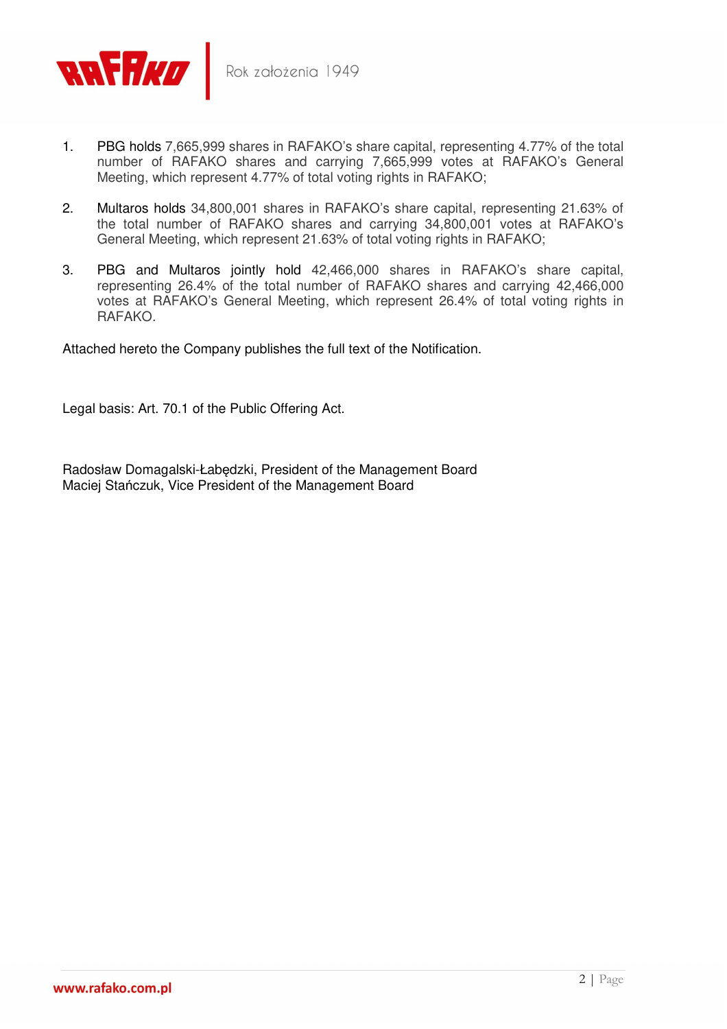1. PBG holds 7,665,999 shares in RAFAKO's share capital, representing 4.77% of the total number of RAFAKO shares and carrying 7,665,999 votes at RAFAKO's General Meeting, which represent 4.77% of total voting rights in RAFAKO;

2. Multaros holds 34,800,001 shares in RAFAKO's share capital, representing 21.63% of the total number of RAFAKO shares and carrying 34,800,001 votes at RAFAKO's General Meeting, which represent 21.63% of total voting rights in RAFAKO;

3. PBG and Multaros jointly hold 42,466,000 shares in RAFAKO's share capital, representing 26.4% of the total number of RAFAKO shares and carrying 42,466,000 votes at RAFAKO's General Meeting, which represent 26.4% of total voting rights in RAFAKO.

Attached hereto the Company publishes the full text of the Notification.

Legal basis: Art. 70.1 of the Public Offering Act.

Radosław Domagalski-Łabędzki, President of the Management Board
Maciej Stańczuk, Vice President of the Management Board